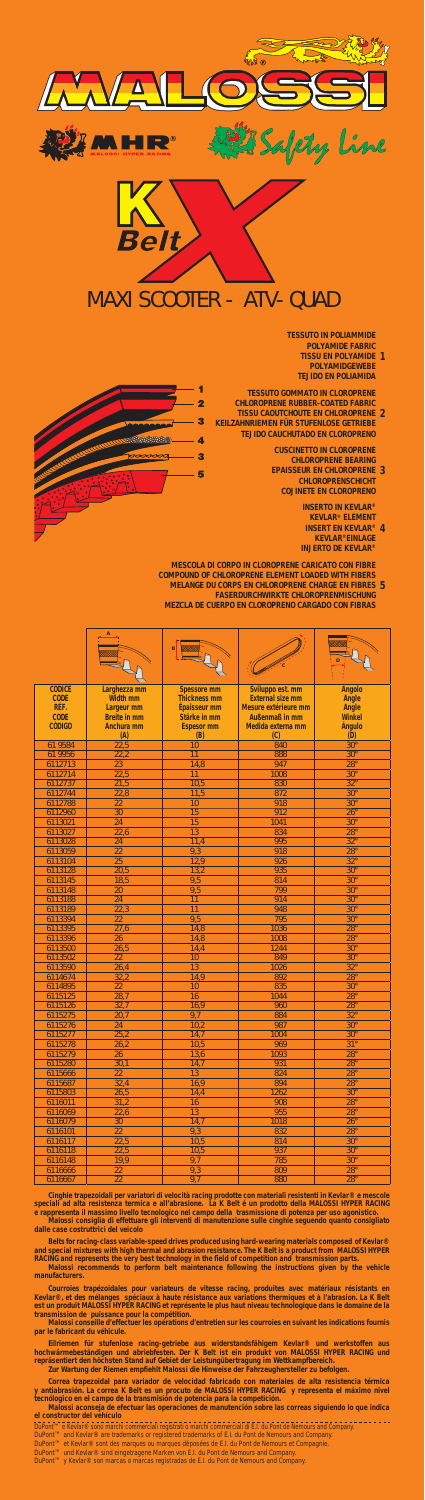# MALOSSI

MHR MALOSSI HYPER RACING

Safety Line

# K Belt X

# MAXI SCOOTER - ATV- QUAD

1. TESSUTO IN POLIAMMIDE / POLYAMIDE FABRIC / TISSU EN POLYAMIDE / POLYAMIDGEWEBE / TEJIDO EN POLIAMIDA
2. TESSUTO GOMMATO IN CLOROPRENE / CHLOROPRENE RUBBER-COATED FABRIC / TISSU CAOUTCHOUTE EN CHLOROPRENE / KEILZAHNRIEMEN FÜR STUFENLOSE GETRIEBE / TEJIDO CAUCHUTADO EN CLOROPRENO
3. CUSCINETTO IN CLOROPRENE / CHLOROPRENE BEARING / EPAISSEUR EN CHLOROPRENE / CHLOROPRENSCHICHT / COJINETE EN CLOROPRENO
4. INSERTO IN KEVLAR® / KEVLAR® ELEMENT / INSERT EN KEVLAR® / KEVLAR®EINLAGE / INJERTO DE KEVLAR®
5. MESCOLA DI CORPO IN CLOROPRENE CARICATO CON FIBRE / COMPOUND OF CHLOROPRENE ELEMENT LOADED WITH FIBERS / MELANGE DU CORPS EN CHLOROPRENE CHARGE EN FIBRES / FASERDURCHWIRKTE CHLOROPRENMISCHUNG / MEZCLA DE CUERPO EN CLOROPRENO CARGADO CON FIBRAS

| CODICE CODE REF. CODE CODIGO | Larghezza mm Width mm Largeur mm Breite in mm Anchura mm (A) | Spessore mm Thickness mm Epaisseur mm Stärke in mm Espesor mm (B) | Sviluppo est. mm External size mm Mesure extérieure mm Außenmaß in mm Medida externa mm (C) | Angolo Angle Angle Winkel Angulo (D) |
|---|---|---|---|---|
| 61 9584 | 22,5 | 10 | 840 | 30° |
| 61 9956 | 22,2 | 11 | 888 | 30° |
| 6112713 | 23 | 14,8 | 947 | 28° |
| 6112714 | 22,5 | 11 | 1008 | 30° |
| 6112737 | 21,5 | 10,5 | 830 | 32° |
| 6112744 | 22,8 | 11,5 | 872 | 30° |
| 6112788 | 22 | 10 | 918 | 30° |
| 6112960 | 30 | 15 | 912 | 26° |
| 6113021 | 24 | 15 | 1041 | 30° |
| 6113027 | 22,6 | 13 | 834 | 28° |
| 6113028 | 24 | 11,4 | 995 | 32° |
| 6113059 | 22 | 9,3 | 918 | 28° |
| 6113104 | 25 | 12,9 | 926 | 32° |
| 6113128 | 20,5 | 13,2 | 935 | 30° |
| 6113145 | 18,5 | 9,5 | 814 | 30° |
| 6113148 | 20 | 9,5 | 799 | 30° |
| 6113188 | 24 | 11 | 914 | 30° |
| 6113189 | 22,3 | 11 | 948 | 30° |
| 6113394 | 22 | 9,5 | 795 | 30° |
| 6113395 | 27,6 | 14,8 | 1036 | 28° |
| 6113396 | 26 | 14,8 | 1008 | 28° |
| 6113500 | 26,5 | 14,4 | 1244 | 30° |
| 6113502 | 22 | 10 | 849 | 30° |
| 6113590 | 26,4 | 13 | 1026 | 32° |
| 6114674 | 32,2 | 14,9 | 892 | 28° |
| 6114895 | 22 | 10 | 835 | 30° |
| 6115125 | 28,7 | 16 | 1044 | 28° |
| 6115126 | 32,7 | 16,9 | 960 | 28° |
| 6115275 | 20,7 | 9,7 | 884 | 32° |
| 6115276 | 24 | 10,2 | 987 | 30° |
| 6115277 | 25,2 | 14,7 | 1004 | 30° |
| 6115278 | 26,2 | 10,5 | 969 | 31° |
| 6115279 | 26 | 13,6 | 1093 | 28° |
| 6115280 | 30,1 | 14,7 | 931 | 28° |
| 6115666 | 22 | 13 | 824 | 28° |
| 6115687 | 32,4 | 16,9 | 894 | 28° |
| 6115803 | 26,5 | 14,4 | 1262 | 30° |
| 6116011 | 31,2 | 16 | 908 | 28° |
| 6116069 | 22,6 | 13 | 955 | 28° |
| 6116079 | 30 | 14,7 | 1018 | 26° |
| 6116101 | 22 | 9,3 | 832 | 28° |
| 6116117 | 22,5 | 10,5 | 814 | 30° |
| 6116118 | 22,5 | 10,5 | 937 | 30° |
| 6116148 | 19,9 | 9,7 | 785 | 30° |
| 6116666 | 22 | 9,3 | 809 | 28° |
| 6116667 | 22 | 9,7 | 880 | 28° |

**Cinghie trapezoidali per variatori di velocità racing prodotte con materiali resistenti in Kevlar® e mescole speciali ad alta resistenza termica e all'abrasione. La K Belt è un prodotto della MALOSSI HYPER RACING e rappresenta il massimo livello tecnologico nel campo della trasmissione di potenza per uso agonistico.**
**Malossi consiglia di effettuare gli interventi di manutenzione sulle cinghie seguendo quanto consigliato dalle case costruttrici del veicolo**

**Belts for racing-class variable-speed drives produced using hard-wearing materials composed of Kevlar® and special mixtures with high thermal and abrasion resistance. The K Belt is a product from MALOSSI HYPER RACING and represents the very best technology in the field of competition and transmission parts.**
**Malossi recommends to perform belt maintenance following the instructions given by the vehicle manufacturers.**

**Courroies trapézoïdales pour variateurs de vitesse racing, produites avec matériaux résistants en Kevlar®, et des mélanges spéciaux à haute résistance aux variations thermiques et à l'abrasion. La K Belt est un produit MALOSSI HYPER RACING et représente le plus haut niveau technologique dans le domaine de la transmission de puissance pour la compétition.**
**Malossi conseille d'effectuer les opérations d'entretien sur les courroies en suivant les indications fournis par le fabricant du véhicule.**

**Keilriemen für stufenlose racing-getriebe aus widerstandsfähigem Kevlar® und werkstoffen aus hochwärmebeständigen und abriebfesten. Der K Belt ist ein produkt von MALOSSI HYPER RACING und repräsentiert den höchsten Stand auf Gebiet der Leistungsübertragung im Wettkampfbereich.**
**Zur Wartung der Riemen empfiehlt Malossi die Hinweise der Fahrzeugshersteller zu befolgen.**

**Correa trapezoidal para variador de velocidad fabricado con materiales de alta resistencia térmica y antiabrasión. La correa K Belt es un procuto de MALOSSI HYPER RACING y representa el máximo nivel tecnológico en el campo de la transmisión de potencia para la competición.**
**Malossi aconseja de efectuar las operaciones de manutención sobre las correas siguiendo lo que indica el constructor del vehículo**

DuPont™ e Kevlar® sono marchi commerciali registrati o marchi commerciali di E.I. du Pont de Nemours and Company.
DuPont™ and Kevlar® are trademarks or registered trademarks of E.I. du Pont de Nemours and Company.
DuPont™ et Kevlar® sont des marques ou marques déposées de E.I. du Pont de Nemours and Compagnie.
DuPont™ und Kevlar® sind eingetragene Marken von E.I. du Pont de Nemours and Company.
DuPont™ y Kevlar® son marcas o marcas registradas de E.I. du Pont de Nemours and Company.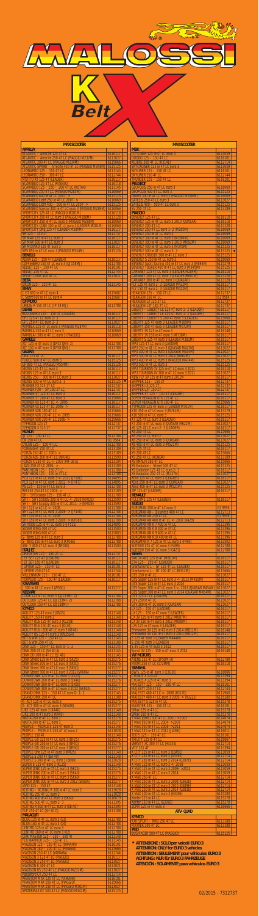# MALOSSI

## K Belt

| MAXISCOOTER | |
|---|---|
| **APRILIA** | |
| ATLANTIC - Arrecife 125 4T LC | 6116111 |
| ATLANTIC 200 4T LC (PIAGGIO M237M) | 6116027 |
| ATLANTIC 250 4T LC (PIAGGIO M28W) | 6116069 |
| ATLANTIC SPRINT - Arrecife 400 4T LC (PIAGGIO M348M) | 6115125 |
| LEONARDO 125 - 150 4T LC | 6116111 |
| LEONARDO 250 - 300 4T LC (ROTAX) | 6116106 |
| MOJITO RST 125 4T (LEADER) | 6116117 |
| SCARABEO 125 4T LC (PIAGGIO) | 6116118 |
| SCARABEO 125 - 150 - 200 4T LC (ROTAX) | 6113163 |
| SCARABEO 250 4T LC (PIAGGIO M285M) | 6116069 |
| SCARABEO Light 400 4T LC 2007-> | 6115125 |
| SCARABEO Light 250 4T LC 2007-> | 6116069 |
| SCARABEO Light 400 - 500 4T LC 2007-> | 6115125 |
| SCARABEO Special 300 4T LC euro 3 (PIAGGIO M28RM) | 6116069 |
| SPORTCITY 125 4T LC (PIAGGIO M285M) | 6116111 |
| SPORTCITY 200 4T LC euro 3 (PIAGGIO M288M) | 6113163 |
| SPORTCITY 250 4T LC euro 3 (PIAGGIO M285M) | 6116069 |
| SPORTCITY CUBE 300 4T LC euro 3 (LEADER M281M) | 6116069 |
| SPORTCITY ONE 125 4T LC (LEADER M3M) | 6116117 |
| SR 125 - 150 2T | 6112737 |
| SR MAX 125 4T LC euro 3 | 6116117 |
| SR MAX 300 4T LC euro 3 | 6116127 |
| SR MOTARD 125 4T euro 3 | 6116117 |
| SRV 850 4T LC euro 3 (PIAGGIO M551M) | 6115126 |
| **BENELLI** | |
| ADIVA 125 - 150 4T (LEADER) | 6116111 |
| CAFFENERO 150 4T LC euro 3 (QJ 158MI) | 6113221 |
| VELVET 125 - 150 4T LC | 6116101 |
| VELVET 250 4T LC | 6113012 |
| VELVET DUSK 400 4T LC | 6113012 |
| **BETA** | |
| EIKON 125 - 150 4T LC | 6113145 |
| **BMW** | |
| C gt 600 4T LC euro 4 | 6125687 |
| C Sport 600 4T LC euro 4 | 6125687 |
| **CF MOTO** | |
| URBAN R 150 4T LC (SP 5BM) | 6112788 |
| **DERBI** | |
| BOULEVARD 125 - 150 4T (LEADER) | 6116111 |
| GP1 125 4T LC euro 2 - 3 | 6116117 |
| GP1 250 4T LC euro 2 - 3 | 6116069 |
| RAMBLA 125 4T LC euro 3 (PIAGGIO M287M) | 6116111 |
| RAMBLA 250 4T LC euro 3 | 6116069 |
| RAMBLA i 300 4T LC euro 3 (PIAGGIO) | 6116069 |
| **GARELLI** | |
| XO 125 4T LC euro 3 (LF5V QM) | 6112788 |
| XO 150 4T LC euro 3 (LF5V QM) | 6112788 |
| **GILERA** | |
| DNA 125 4T LC | 6116111 |
| FUOCO 500 4T LC euro 3 | 6115125 |
| GP 800 4T LC (PIAGGIO M55AM) | 6115126 |
| NEXUS 125 4T LC euro 3 | 6116111 |
| NEXUS 250 4T LC euro 3 | 6116069 |
| NEXUS 250 - 300 4T LC euro 3 | 6113027 |
| NEXUS 500 4T LC euro 2 - 3 | 6115125 ● |
| RUNNER FX 125 2T LC | 6112737 |
| RUNNER FXR - SP 180 2T LC | 6112737 |
| RUNNER ST 125 4T LC euro 3 | 6116111 |
| RUNNER ST 200 4T LC euro 3 | 6125666 |
| RUNNER VX 125 4T LC <- 2005 | 6116111 |
| RUNNER VX 125 4T LC 2006 -> | 6116111 |
| RUNNER VXR 180 4T LC | 6125666 |
| RUNNER VXR 200 4T LC <- 2005 | 6125666 |
| RUNNER VXR 200 4T LC 2006 -> | 6125666 |
| TYPHOON 125 2T | 6112737 |
| TYPHOON X 125 2T | 6112737 |
| **HONDA** | |
| @ 125 - 150 4T LC | 6113156 |
| @ 250 4T LC | 6119384 |
| DYLAN 125 - 150 4T LC | 6113118 |
| FORESIGHT 250 4T LC | 6113089 |
| FORZA 250 4T LC 2001 -> | 6113089 |
| FORZA ABS 300 4T LC (NF04E) | 6113990 |
| FORZA X 250 4T LC <- 2007 (MF 08 E) | 6113089 |
| FAZE 250 4T LC 2007-> | 6113089 |
| PANTHEON 125 - 150 2T LC | 6112737 |
| PANTHEON 125 - 150 4T LC | 6112788 |
| PCX 125 4T LC euro 3 -> 2011 (JF28E) | 6113172 |
| PCX 125 4T LC euro 3 2012 -> (JF45E) | 6114895 |
| PS 125 - 150 4T LC euro 3 | 6113089 |
| REFLEX 250 4T LC 2001 -> | 6113089 |
| SH - SH Scoopy 125 - 150 4T LC | 6113118 |
| SH i - SH i Scoopy 300 4T LC <- 2010 (NF02E) | 6113990 |
| SH i - SH i Scoopy 300 4T LC 2011 -> (NF02E) | 6113990 |
| SH i 125 4T LC <- 2008 | 6112788 |
| SH i 125 4T LC euro 3 2009 -> (JF26E) | 6112788 |
| SH i 150 4T LC <- 2008 | 6112788 |
| SH i 150 4T LC euro 3 2009 -> (KF08E) | 6112788 |
| SH mode 125 4T LC euro 3 (JF51E) | 6114895 |
| SILVER WING 400 4T LC | 6113095 |
| SILVER WING 600 4T LC | 6113095 |
| S - Wing 125 4T LC euro 3 | 6112788 |
| S - Wing 150 4T LC euro 3 (KF06E) | 6112788 |
| SW - T 400 4T LC euro 3 (NF03E) | 6113095 |
| **ITALJET** | |
| DRAGSTER 125 - 180 2T LC | 6112737 |
| JET SET 125 4T (LEADER) | 6116111 |
| JET SET 150 4T (LEADER) | 6116111 |
| JUPITER 125 - 150 4T LC | 6116111 |
| JUPITER 250 4T LC | 6113268 |
| MILLENNIUM 125 - 150 4T LC | 6116101 |
| TORPEDO 125 - 150 4T (LEADER) | 6116111 |
| **KAWASAKI** | |
| J 300 4T LC euro 3 (SYM) | 6115277 |
| **KEEWAY** | |
| LOOK 125 4T LC euro 3 (QJ 153MI - 2) | 6112788 |
| OUTLOOK 125 4T LC (QJ 153MI - 2) | 6112788 |
| OUTLOOK 150 4T LC (QJ 158MI) | 6112788 |
| **KYMCO** | |
| AGILITY 125 4T euro 3 (KN25) | 6113148 |
| AGILITY 150 4T euro 3 | 6113148 |
| AGILITY R16 125 4T euro 3 (KL25B) | 6113148 |
| AGILITY R16 150 4T euro 3 (KL30) | 6113148 |
| AGILITY R16 / 200 4T LC euro 3 (KR40) | 6113148 |
| AGILITY RS 125 4T euro 3 (KN25GB) | 6113148 |
| BET & WIN 125 - 150 4T LC | 6113185 |
| BET & WIN 250 4T LC | 6113185 |
| DINK 125 - 150 4T LC euro 0 - 1 - 2 | 6113148 |
| DINK 150 4T LC (SH 40 A) | 6113145 |
| DINK 200 4T LC (SL 40) | 6113185 |
| DINK Street 125 4T LC euro 3 (SK25) | 6115276 |
| DINK Street 200 4T LC euro 3 (SK40) | 6115276 |
| DINK Street 300 4T LC euro 3 (SK60) | 6115277 |
| DINK Street i 300 4T LC euro 3 2012 (SK60A) | 6115277 |
| DOWNTOWN 125 4T LC euro 3 (SK25) | 6115276 |
| DOWNTOWN 200 4T LC euro 3 (SK40) | 6115276 |
| DOWNTOWN 300 4T LC euro 3 (SK60) | 6115277 |
| DOWNTOWN 300 4T LC euro 3 2012 (SK60A) | 6115277 |
| GRAND DINK 125 - 150 4T LC euro 0 - 1 - 2 | 6113145 |
| GRAND DINK 250 4T LC | 6113185 |
| K - XCT 125 4T LC euro 3 | 6115276 |
| K - XCT 300 4T LC euro 3 (SK60B) | 6115277 |
| LIKE 125 4T euro 3 (KG40) | 6113148 |
| LIKE 200 4T euro 3 (KK40) | 6113148 |
| MOVIE 125 - 150 4T LC euro 3 | 6113145 |
| MXU 300 4T LC euro 3 | 6115277 |
| PEOPLE 125 - 150 4T LC euro 3 | 6113148 |
| PEOPLE - PEOPLE S 250 4T LC euro 2 | 6113185 |
| PEOPLE 250 4T LC | 6113185 |
| PEOPLE GTi 125 4T LC euro 3 (BF25) | 6115276 |
| PEOPLE GTi 200 4T LC euro 3 (BF40) | 6115276 |
| PEOPLE GTi 300 4T LC euro 3 (BF60) | 6115277 |
| PEOPLE One 125 4T euro 3 (KN25) | 6113148 |
| PEOPLE S 200 4T (KH40) | 6113148 |
| PEOPLE S 300 4T LC euro 3 (BH60) | 6115277 |
| SUPER 8 125 4T euro 3 (KL25) | 6113148 |
| SUPER DINK 125 4T LC euro 3 (SK25) | 6115276 |
| SUPER DINK 200 4T LC euro 3 (SK40) | 6115276 |
| SUPER DINK 300 4T LC euro 3 (SK60) | 6115277 |
| SUPER DINK 300 4T LC euro 3 2012 (SK60A) | 6115277 |
| VIVIO 125 - 150 4T | 6113148 |
| XCITING - XCITING R 300 4T LC euro 3 | 6115277 |
| XCITING 250 4T LC euro 2 | 6116078 |
| XCITING 500 4T LC euro 3 (SK60) | 6116078 |
| **MALAGUTI** | |
| BLOG 125 4T LC euro 3 (D2) | 6112788 |
| BLOG 160 4T LC euro 3 (D4) | 6112788 |
| CENTRO 125 4T LC euro 3 | 6112788 |
| CENTRO 160 4T LC euro 3 (D2) | 6112788 |
| MADISON 125 - 150 4T LC (YAMAHA) | 6113145 |
| MADISON 180 - 200 4T LC (PIAGGIO) | 6125666 |
| MADISON 250 4T LC (YAMAHA) | 6116078 |
| MADISON 3 125 4T LC (PIAGGIO) | 6116111 |
| MADISON 3 250 4T LC (PIAGGIO) | 6116069 |
| MADISON K 400 4T LC | 6113021 |
| MADISON RS 250 4T LC (PIAGGIO M237M) | 6116069 |
| PASSWORD C 250 4T LC | 6113021 |
| PHANTOM MAX 125 4T LC (YAMAHA) | 6116111 |
| PHANTOM MAX 200 4T LC | 6125666 |
| PHANTOM MAX 250 4T LC (PIAGGIO M361M) | 6116069 |
| SPIDERMAX GT 500 4T LC (PIAGGIO M341M) | 6115125 |

| MAXISCOOTER | |
|---|---|
| **MBK** | |
| CITYLINER 125 4T LC euro 3 | 6113059 |
| DOODO 125 - 150 4T LC | 6116101 |
| EVOLIS 125 4T LC (YAMAHA) | 6112714 |
| SKYCRUISER 125 4T LC euro 3 | 6113059 |
| SKYLINER 125 - 150 4T LC | 6112744 |
| SKYLINER 250 4T LC | 6112744 |
| THUNDER 125 - 150 4T LC | 6116101 |
| **PEUGEOT** | |
| GEOPOLIS 250 4T LC euro 3 | 6116069 |
| GEOPOLIS 400 4T LC euro 3 | 6115125 |
| GEOPOLIS 500 4T LC euro 3 | 6116069 |
| SATELIS 250 4T LC euro 3 | 6113027 |
| SATELIS 400 - 500 4T LC euro 3 | 6113028 |
| SV 250 4T LC | 6116069 |
| **PIAGGIO** | |
| BEVERLY 125 4T LC | 6116118 |
| BEVERLY 125 4T LC euro 3 2010 (QUASAR) | 6116111 |
| BEVERLY 200 4T LC | 6113108 |
| BEVERLY 250 4T LC euro 2 (M283M) | 6116069 |
| BEVERLY 250 4T LC euro 3 | 6116069 |
| BEVERLY 300 4T LC euro 3 (M28MM) | 6116069 |
| BEVERLY 300 4T LC euro 3 2010 (M692M) | 6116069 |
| BEVERLY 400 4T LC euro 3 (M345M) | 6115125 |
| BEVERLY 500 4T LC euro 2 - 3 | 6115125 ● |
| BEVERLY CRUISER 250 4T LC euro 3 | 6115125 |
| BEVERLY S 250 4T LC euro 3 | 6116069 |
| BEVERLY Sport Touring 350 4T LC euro 3 (M663M) | 6112791 |
| BEVERLY TOURER 400 4T LC euro 3 (M345M) | 6115125 |
| CARNABY 125 4T LC euro 3 (LEADER M28FM) | 6116118 |
| CARNABY 200 4T LC euro 3 (LEADER M661M) | 6113128 |
| CARNABY 300 4T LC euro 3 (QUASAR) | 6116126 |
| FLY 125 4T euro 2 - 3 (LEADER M422M) | 6116117 |
| FLY 150 4T euro 2 - 3 (LEADER M422M) | 6116117 |
| HEXAGON 125 - 150 2T LC | 6112737 |
| HEXAGON 250 4T LC | 6119384 |
| HEXAGON LX 125 2T LC | 6112737 |
| HEXAGON LXT 180 2T LC | 6112737 |
| LIBERTY - LIBERTY LX 125 4T euro 2 - 3 (LEADER) | 6116117 |
| LIBERTY - LIBERTY LX 150 4T euro 2 - 3 (LEADER) | 6116117 |
| LIBERTY - LIBERTY S 200 4T euro 3 (LEADER) | 6125666 |
| LIBERTY 125 4T euro 3 (LEADER M383M) | 6116117 |
| LIBERTY 150 4T euro 3 (LEADER M38EM) | 6116117 |
| LIBERTY 3V 150 4T euro 3 (M738M) | 6116149 |
| LIBERTY 3V 150 4T euro 3 2013 (M739M) | 6116117 |
| LIBERTY S 125 4T euro 3 (LEADER M381M) | 6116117 |
| MP3 125 4T LC euro 3 (LEADER) | 6116117 |
| MP3 250 4T LC euro 3 (QUASAR M472M) | 6113027 |
| MP3 300 4T LC euro 3 (QUASAR M634M) | 6113027 |
| MP3 300 4T LC euro 3 2014 (M662M) | 6113027 |
| MP3 400 4T LC euro 3 (MASTER M474M) | 6115125 |
| MP3 500 4T LC euro 3 | 6115125 |
| MP3 TOURING/HYB 125 4T LC euro 3 2011 | 6116118 |
| MP3 TOURING/HYB 300 4T LC euro 3 2011 | 6116111 |
| NEW FLY 3V 125 4T euro 3 2012-> | 6116117 |
| SKIPPER 125 - 150 2T | 6112737 |
| SKIPPER LX 125 2T | 6112737 |
| SKIPPER LXT 150 2T | 6112737 |
| SKIPPER ST 125 - 150 4T (LEADER) | 6116111 |
| SUPER HEXAGON 125 4T LC | 6116111 |
| SUPER HEXAGON GTX 180 4T LC | 6125666 |
| TYPHOON 125 4T euro 3 (LEADER M701M) | 6116117 |
| X10 350 4T LC euro 3 (M791M) | 6115279 |
| X10 500 4T LC euro 3 | 6115279 |
| X7 125 4T LC euro 3 (LEADER) | 6116117 |
| X7 250 4T LC euro 3 (QUASAR M472M) | 6113027 |
| X8 125 4T euro 2 - 3 (LEADER) | 6116117 |
| X8 200 4T LC | 6125666 |
| X8 250 4T LC euro 2 | 6116069 |
| X8 250 4T LC euro 3 (QUASAR) | 6113027 |
| X8 400 4T LC euro 3 (M521M) | 6115125 |
| X9 125 4T LC | 6116111 |
| X9 180 4T LC | 6125666 |
| X9 250 4T LC (HONDA) | 6113089 |
| X9 AMALFI 180 4T LC | 6125666 |
| X9 Evolution - Street 500 4T LC | 6115125 |
| X9 Evolution 125 4T LC euro 2 - 3 | 6116111 |
| X9 Evolution 250 4T LC (M237M) | 6113027 |
| XEvo 125 4T LC euro 3 (LEADER) | 6116117 |
| XEvo 250 4T LC euro 3 (QUASAR) | 6113027 |
| XEvo 400 4T LC euro 3 (M521M) | 6115125 |
| ZIP 125 4T LC (LEADER) | 6116117 |
| **RENAULT** | |
| FULLTIME 125 4T (LEADER) | 6116117 |
| **SUZUKI** | |
| BURGMAN 200 4T LC euro 3 | 61 9958 |
| BURGMAN AN - Burgman 400 4T LC | 6112714 |
| BURGMAN AN 400 4T LC | 61 9958 |
| BURGMAN AN 400 4T LC <- 2007 | 6112714 |
| BURGMAN AN K7 400 4T LC | 6113396 |
| BURGMAN AN K 9 400 4T LC | 6113396 |
| BURGMAN AN K10 400 4T LC | 6113396 |
| BURGMAN AN K7 125 4T LC euro 3 (F490) | 6113002 |
| SIXTEEN 125 4T LC euro 3 (F490) | 6112788 |
| SIXTEEN 150 4T LC euro 3 (G411) | 6112788 |
| **VESPA** | |
| 946 3V ABS 125 4T (M691M) | 6116117 |
| ET4 125 - 150 4T (LEADER) | 6116111 |
| Granturismo L - GT 125 4T LC (LEADER) | 6116111 |
| Granturismo L - GT 200 4T LC (M312M) | 6125666 |
| GTS 250 4T LC | 6113027 |
| GTS Super 125 4T LC euro 3 <- 2013 (M415M) | 6116117 |
| GTS Super 125 4T LC euro 3 2014 | 6116117 |
| GTS Super 300 4T LC euro 3 -> 2013 (QUASAR M454M) | 6113027 |
| GTS Super 300 4T LC euro 3 2014 (QUASAR M454M) | 6113027 |
| GTV 125 4T LC (LEADER) | 6116111 |
| GTV 250 4T LC | 6113027 |
| GTV 300 4T LC euro 3 (QUASAR) | 6113027 |
| LX 125 - 150 4T (LEADER) | 6116111 |
| LX 125 - 150 4T euro 3 (LEADER) | 6116117 |
| LX 3V 125 4T euro 3 2012 (M681M) | 6116117 |
| LX 3V 150 4T euro 3 2012 (M688M) | 6116117 |
| LXV 125 4T euro 3 (LEADER) | 6116117 |
| Primavera 3V 125 4T euro 3 2014 (M811M) | 6116148 |
| Primavera 3V 150 4T euro 3 2014 (M812M) | 6116148 |
| S 125 4T euro 3 (LEADER M445M) | 6116117 |
| S 150 4T euro 3 (LEADER) | 6116117 |
| Sprint 3V 125 4T euro 3 2014 | 6116117 |
| Sprint 3V 150 4T euro 3 2014 | 6116148 |
| **WT MOTORS** | |
| ATENE 150 4T LC (JPSBMI-A) | 6112788 |
| PEGASO 250 4T LC (172MM) | 6116101 |
| **YAMAHA** | |
| CYGNUS 125 4T LC euro 3 (E3K1E) | 6116669 |
| CYGNUS X 125 4T | 6113394 |
| CYGNUS X 125 4T euro 3 | 6113394 |
| MAJESTY 125 - 150 - 180 4T LC | 6116101 |
| MAJESTY 250 4T LC | 6113142 |
| MAJESTY 400 4T LC <- 2008 | 6112460 |
| MAJESTY 400 4T LC 2009 -> (H322E) | 6113389 |
| MAJESTY S 125 4T euro 3 | 6113059 |
| NMAX 125 4T LC euro 3 2015 | 6115278 |
| TMAX 500 4T LC 2001 -> 2003 | 6115278 |
| TMAX 500 4T LC 2004 -> 2007 | 6114674 |
| TMAX 500 4T LC 2008 -> 2011 | 6116669 |
| TMAX 530 4T LC 2012 (J409E) | 6116069 |
| TEO'S 125 - 150 4T LC | 6116101 |
| TRICITY 125 4T LC | 6115991 |
| VERSITY 300 4T LC (H3164E) | 6113389 |
| VITY 125 4T | 6113394 |
| X CITY 125 4T LC euro 3 (E3G1E) | 6113059 |
| X CITY 250 4T LC euro 3 (G3H6E) | 6112714 |
| X CITY 250 4T LC euro 3 2014 (G3H7E) | 6112714 |
| X MAX 125 4T LC euro 3 <- 2008 | 6113059 |
| X MAX 125 4T LC euro 3 2009 -> 2013 | 6113059 |
| X MAX 125 4T LC euro 3 2014 | 6113059 |
| X MAX 250 4T LC | 6112714 |
| X MAX 250 4T LC euro 3 2008 (G3H1E) | 6112714 |
| X MAX 250 4T LC euro 3 2010 (G3H4E) | 6112714 |
| X MAX 250 4T LC euro 3 2014 (G3H3E) | 6112714 |
| X MAX 400 4T LC euro 3 (H326E) | 6112980 |
| Xenter 125 4T LC | 6115278 |
| Xenter 150 4T LC (G397E) | 6115278 |
| ZUMA 125 4T euro 3 | 6116666 |

| ATV - QUAD | |
|---|---|
| **KYMCO** | |
| MXR SPORT - MXU 250 4T LC | 6113188 |
| MAXXER 300 4T LC | 6113188 |
| **PGO** | |
| BUGRACER 500 4T LC (PIAGGIO) | 6115125 |

● ATTENZIONE: SOLO per veicoli EURO 3
ATTENTION: ONLY for EURO 3 vehicles
ATTENTION: SEULEMENT pour véhicules EURO 3
ACHTUNG: NUR für EURO 3 FAHRZEUGE
ATENCION: SOLAMENTE para vehiculos EURO 3

02/2015 - 7312737